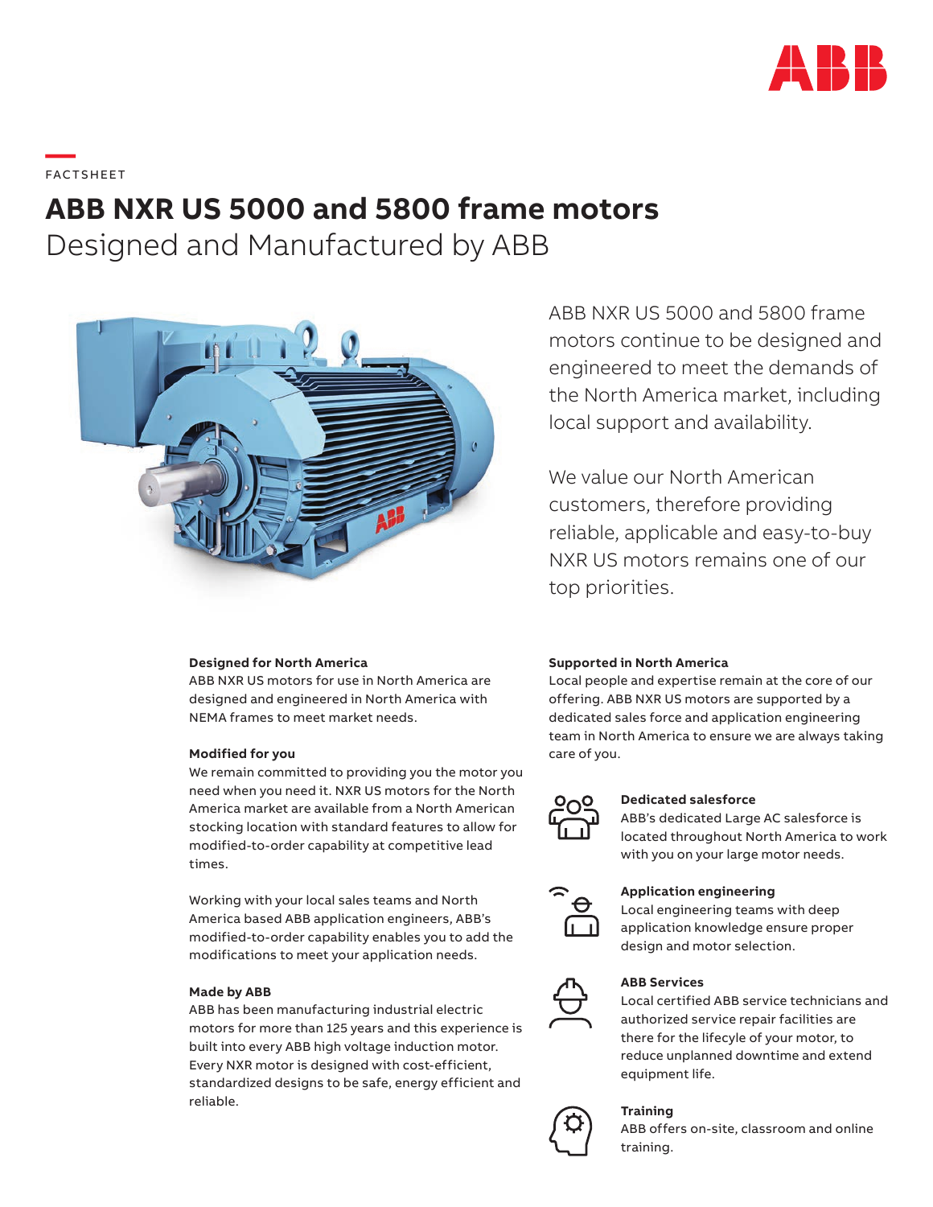FACTSHEET

# ABB NXR US 5000 and 5800 frame motors

## Designed and Manufactured by ABB

ABB NXR US 5000 and 5800 frame motors continue to be designed and engineered to meet the demands of the North America market, including local support and availability.

We value our North American customers, therefore providing reliable, applicable and easy-to-buy NXR US motors remains one of our top priorities.

**Designed for North America**
ABB NXR US motors for use in North America are designed and engineered in North America with NEMA frames to meet market needs.

**Modified for you**
We remain committed to providing you the motor you need when you need it. NXR US motors for the North America market are available from a North American stocking location with standard features to allow for modified-to-order capability at competitive lead times.

Working with your local sales teams and North America based ABB application engineers, ABB's modified-to-order capability enables you to add the modifications to meet your application needs.

**Made by ABB**
ABB has been manufacturing industrial electric motors for more than 125 years and this experience is built into every ABB high voltage induction motor. Every NXR motor is designed with cost-efficient, standardized designs to be safe, energy efficient and reliable.

**Supported in North America**
Local people and expertise remain at the core of our offering. ABB NXR US motors are supported by a dedicated sales force and application engineering team in North America to ensure we are always taking care of you.

**Dedicated salesforce**
ABB's dedicated Large AC salesforce is located throughout North America to work with you on your large motor needs.

**Application engineering**
Local engineering teams with deep application knowledge ensure proper design and motor selection.

**ABB Services**
Local certified ABB service technicians and authorized service repair facilities are there for the lifecycle of your motor, to reduce unplanned downtime and extend equipment life.

**Training**
ABB offers on-site, classroom and online training.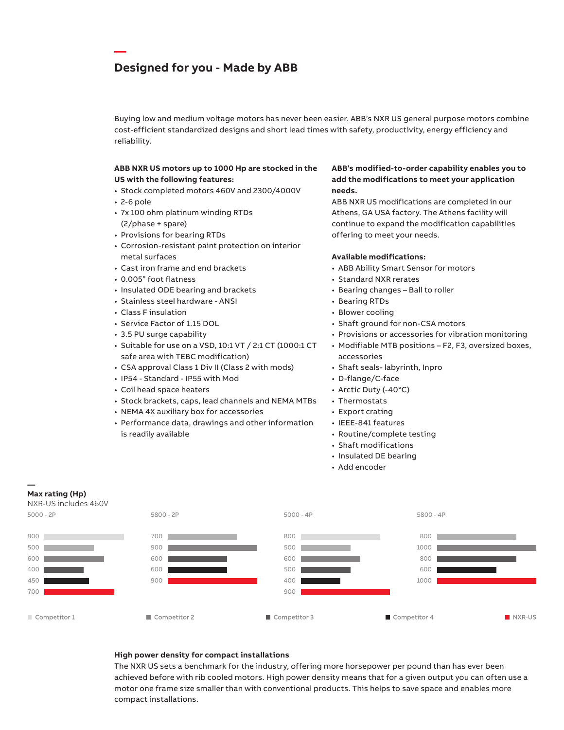# Designed for you - Made by ABB

Buying low and medium voltage motors has never been easier. ABB's NXR US general purpose motors combine cost-efficient standardized designs and short lead times with safety, productivity, energy efficiency and reliability.

**ABB NXR US motors up to 1000 Hp are stocked in the US with the following features:**

- Stock completed motors 460V and 2300/4000V
- 2-6 pole
- 7x 100 ohm platinum winding RTDs (2/phase + spare)
- Provisions for bearing RTDs
- Corrosion-resistant paint protection on interior metal surfaces
- Cast iron frame and end brackets
- 0.005" foot flatness
- Insulated ODE bearing and brackets
- Stainless steel hardware - ANSI
- Class F insulation
- Service Factor of 1.15 DOL
- 3.5 PU surge capability
- Suitable for use on a VSD, 10:1 VT / 2:1 CT (1000:1 CT safe area with TEBC modification)
- CSA approval Class 1 Div II (Class 2 with mods)
- IP54 - Standard - IP55 with Mod
- Coil head space heaters
- Stock brackets, caps, lead channels and NEMA MTBs
- NEMA 4X auxiliary box for accessories
- Performance data, drawings and other information is readily available

**ABB's modified-to-order capability enables you to add the modifications to meet your application needs.**

ABB NXR US modifications are completed in our Athens, GA USA factory. The Athens facility will continue to expand the modification capabilities offering to meet your needs.

**Available modifications:**

- ABB Ability Smart Sensor for motors
- Standard NXR rerates
- Bearing changes – Ball to roller
- Bearing RTDs
- Blower cooling
- Shaft ground for non-CSA motors
- Provisions or accessories for vibration monitoring
- Modifiable MTB positions – F2, F3, oversized boxes, accessories
- Shaft seals- labyrinth, Inpro
- D-flange/C-face
- Arctic Duty (-40°C)
- Thermostats
- Export crating
- IEEE-841 features
- Routine/complete testing
- Shaft modifications
- Insulated DE bearing
- Add encoder

**Max rating (Hp)**

NXR-US includes 460V

| 5000 - 2P | 5800 - 2P | 5000 - 4P | 5800 - 4P |
|---|---|---|---|
| 800 | 700 | 800 | 800 |
| 500 | 900 | 500 | 1000 |
| 600 | 600 | 600 | 800 |
| 400 | 600 | 500 | 600 |
| 450 | 900 | 400 | 1000 |
| 700 | | 900 | |

Competitor 1 | Competitor 2 | Competitor 3 | Competitor 4 | NXR-US

**High power density for compact installations**

The NXR US sets a benchmark for the industry, offering more horsepower per pound than has ever been achieved before with rib cooled motors. High power density means that for a given output you can often use a motor one frame size smaller than with conventional products. This helps to save space and enables more compact installations.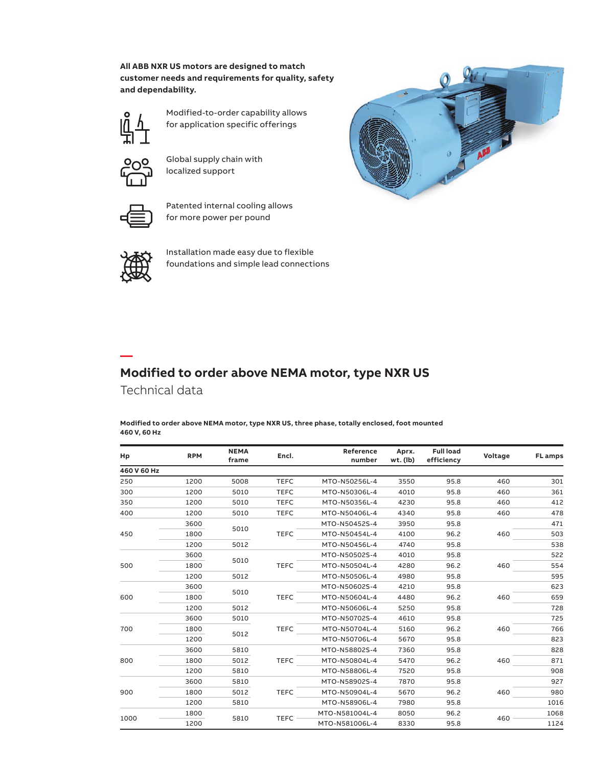**All ABB NXR US motors are designed to match customer needs and requirements for quality, safety and dependability.**

- Modified-to-order capability allows for application specific offerings
- Global supply chain with localized support
- Patented internal cooling allows for more power per pound
- Installation made easy due to flexible foundations and simple lead connections

## Modified to order above NEMA motor, type NXR US

Technical data

**Modified to order above NEMA motor, type NXR US, three phase, totally enclosed, foot mounted 460 V, 60 Hz**

| Hp | RPM | NEMA frame | Encl. | Reference number | Aprx. wt. (lb) | Full load efficiency | Voltage | FL amps |
|---|---|---|---|---|---|---|---|---|
| **460 V 60 Hz** | | | | | | | | |
| 250 | 1200 | 5008 | TEFC | MTO-N50256L-4 | 3550 | 95.8 | 460 | 301 |
| 300 | 1200 | 5010 | TEFC | MTO-N50306L-4 | 4010 | 95.8 | 460 | 361 |
| 350 | 1200 | 5010 | TEFC | MTO-N50356L-4 | 4230 | 95.8 | 460 | 412 |
| 400 | 1200 | 5010 | TEFC | MTO-N50406L-4 | 4340 | 95.8 | 460 | 478 |
| 450 | 3600 | 5010 | TEFC | MTO-N50452S-4 | 3950 | 95.8 | 460 | 471 |
| | 1800 | 5010 | | MTO-N50454L-4 | 4100 | 96.2 | | 503 |
| | 1200 | 5012 | | MTO-N50456L-4 | 4740 | 95.8 | | 538 |
| 500 | 3600 | 5010 | TEFC | MTO-N50502S-4 | 4010 | 95.8 | 460 | 522 |
| | 1800 | 5010 | | MTO-N50504L-4 | 4280 | 96.2 | | 554 |
| | 1200 | 5012 | | MTO-N50506L-4 | 4980 | 95.8 | | 595 |
| 600 | 3600 | 5010 | TEFC | MTO-N50602S-4 | 4210 | 95.8 | 460 | 623 |
| | 1800 | 5010 | | MTO-N50604L-4 | 4480 | 96.2 | | 659 |
| | 1200 | 5012 | | MTO-N50606L-4 | 5250 | 95.8 | | 728 |
| 700 | 3600 | 5010 | TEFC | MTO-N50702S-4 | 4610 | 95.8 | 460 | 725 |
| | 1800 | 5012 | | MTO-N50704L-4 | 5160 | 96.2 | | 766 |
| | 1200 | 5012 | | MTO-N50706L-4 | 5670 | 95.8 | | 823 |
| 800 | 3600 | 5810 | TEFC | MTO-N58802S-4 | 7360 | 95.8 | 460 | 828 |
| | 1800 | 5012 | | MTO-N50804L-4 | 5470 | 96.2 | | 871 |
| | 1200 | 5810 | | MTO-N58806L-4 | 7520 | 95.8 | | 908 |
| 900 | 3600 | 5810 | TEFC | MTO-N58902S-4 | 7870 | 95.8 | 460 | 927 |
| | 1800 | 5012 | | MTO-N50904L-4 | 5670 | 96.2 | | 980 |
| | 1200 | 5810 | | MTO-N58906L-4 | 7980 | 95.8 | | 1016 |
| 1000 | 1800 | 5810 | TEFC | MTO-N581004L-4 | 8050 | 96.2 | 460 | 1068 |
| | 1200 | 5810 | | MTO-N581006L-4 | 8330 | 95.8 | | 1124 |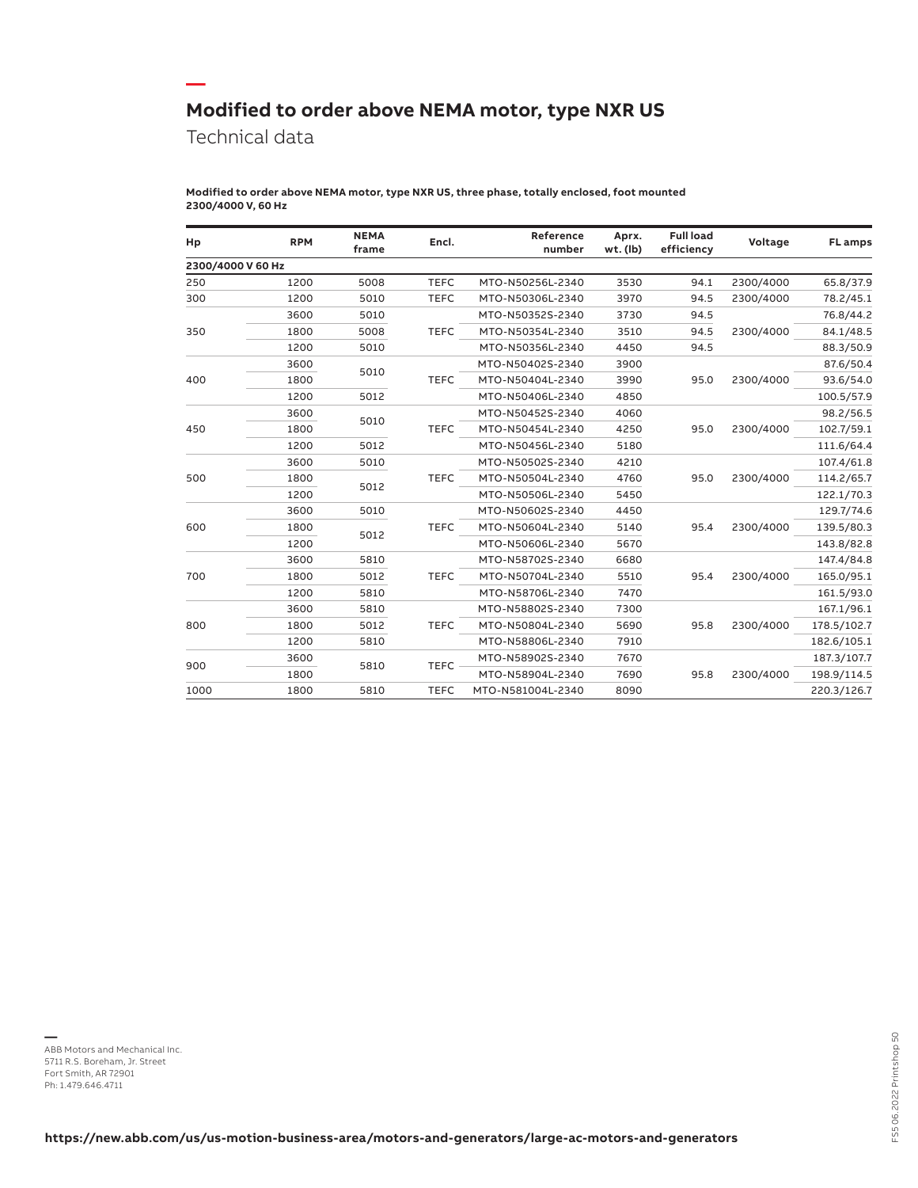## Modified to order above NEMA motor, type NXR US

Technical data

**Modified to order above NEMA motor, type NXR US, three phase, totally enclosed, foot mounted 2300/4000 V, 60 Hz**

| Hp | RPM | NEMA frame | Encl. | Reference number | Aprx. wt. (lb) | Full load efficiency | Voltage | FL amps |
|---|---|---|---|---|---|---|---|---|
| **2300/4000 V 60 Hz** | | | | | | | | |
| 250 | 1200 | 5008 | TEFC | MTO-N50256L-2340 | 3530 | 94.1 | 2300/4000 | 65.8/37.9 |
| 300 | 1200 | 5010 | TEFC | MTO-N50306L-2340 | 3970 | 94.5 | 2300/4000 | 78.2/45.1 |
| 350 | 3600 | 5010 | TEFC | MTO-N50352S-2340 | 3730 | 94.5 | 2300/4000 | 76.8/44.2 |
| | 1800 | 5008 | | MTO-N50354L-2340 | 3510 | 94.5 | | 84.1/48.5 |
| | 1200 | 5010 | | MTO-N50356L-2340 | 4450 | 94.5 | | 88.3/50.9 |
| 400 | 3600 | 5010 | TEFC | MTO-N50402S-2340 | 3900 | 95.0 | 2300/4000 | 87.6/50.4 |
| | 1800 | | | MTO-N50404L-2340 | 3990 | | | 93.6/54.0 |
| | 1200 | 5012 | | MTO-N50406L-2340 | 4850 | | | 100.5/57.9 |
| 450 | 3600 | 5010 | TEFC | MTO-N50452S-2340 | 4060 | 95.0 | 2300/4000 | 98.2/56.5 |
| | 1800 | | | MTO-N50454L-2340 | 4250 | | | 102.7/59.1 |
| | 1200 | 5012 | | MTO-N50456L-2340 | 5180 | | | 111.6/64.4 |
| 500 | 3600 | 5010 | TEFC | MTO-N50502S-2340 | 4210 | 95.0 | 2300/4000 | 107.4/61.8 |
| | 1800 | 5012 | | MTO-N50504L-2340 | 4760 | | | 114.2/65.7 |
| | 1200 | | | MTO-N50506L-2340 | 5450 | | | 122.1/70.3 |
| 600 | 3600 | 5010 | TEFC | MTO-N50602S-2340 | 4450 | 95.4 | 2300/4000 | 129.7/74.6 |
| | 1800 | 5012 | | MTO-N50604L-2340 | 5140 | | | 139.5/80.3 |
| | 1200 | | | MTO-N50606L-2340 | 5670 | | | 143.8/82.8 |
| 700 | 3600 | 5810 | TEFC | MTO-N58702S-2340 | 6680 | 95.4 | 2300/4000 | 147.4/84.8 |
| | 1800 | 5012 | | MTO-N50704L-2340 | 5510 | | | 165.0/95.1 |
| | 1200 | 5810 | | MTO-N58706L-2340 | 7470 | | | 161.5/93.0 |
| 800 | 3600 | 5810 | TEFC | MTO-N58802S-2340 | 7300 | 95.8 | 2300/4000 | 167.1/96.1 |
| | 1800 | 5012 | | MTO-N50804L-2340 | 5690 | | | 178.5/102.7 |
| | 1200 | 5810 | | MTO-N58806L-2340 | 7910 | | | 182.6/105.1 |
| 900 | 3600 | 5810 | TEFC | MTO-N58902S-2340 | 7670 | 95.8 | 2300/4000 | 187.3/107.7 |
| | 1800 | | | MTO-N58904L-2340 | 7690 | | | 198.9/114.5 |
| 1000 | 1800 | 5810 | TEFC | MTO-N581004L-2340 | 8090 | | | 220.3/126.7 |

ABB Motors and Mechanical Inc.
5711 R.S. Boreham, Jr. Street
Fort Smith, AR 72901
Ph: 1.479.646.4711

**https://new.abb.com/us/us-motion-business-area/motors-and-generators/large-ac-motors-and-generators**

FS5 06.2022 Printshop 50